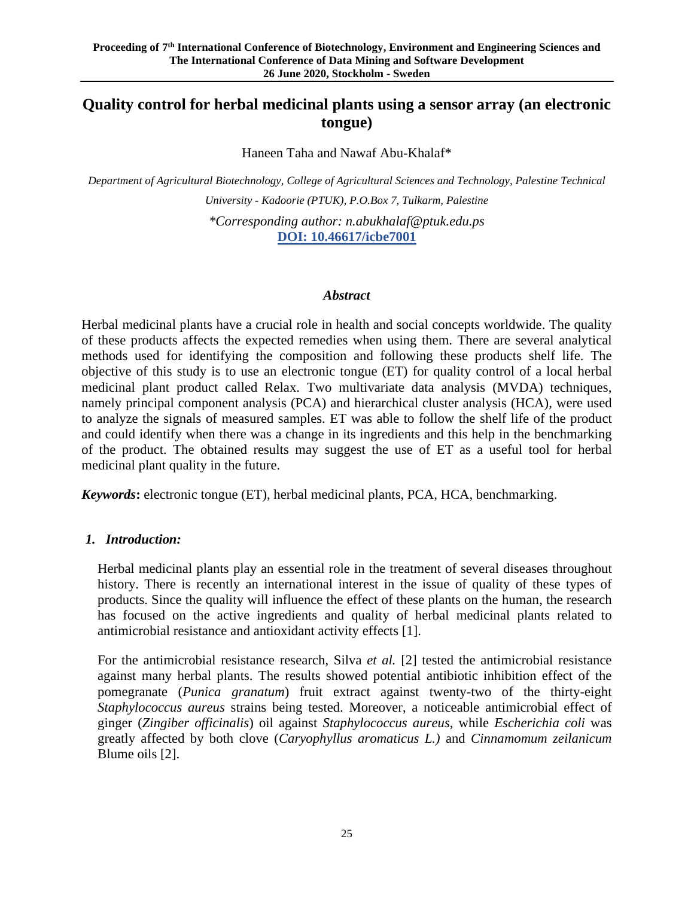# Quality control for herbal medicinal plants using a sensor array (an electronic tongue)

Haneen Taha and Nawaf Abu-Khalaf*

*Department of Agricultural Biotechnology, College of Agricultural Sciences and Technology, Palestine Technical University - Kadoorie (PTUK), P.O.Box 7, Tulkarm, Palestine*

*\*Corresponding author: n.abukhalaf@ptuk.edu.ps*

**DOI: 10.46617/icbe7001**

### *Abstract*

Herbal medicinal plants have a crucial role in health and social concepts worldwide. The quality of these products affects the expected remedies when using them. There are several analytical methods used for identifying the composition and following these products shelf life. The objective of this study is to use an electronic tongue (ET) for quality control of a local herbal medicinal plant product called Relax. Two multivariate data analysis (MVDA) techniques, namely principal component analysis (PCA) and hierarchical cluster analysis (HCA), were used to analyze the signals of measured samples. ET was able to follow the shelf life of the product and could identify when there was a change in its ingredients and this help in the benchmarking of the product. The obtained results may suggest the use of ET as a useful tool for herbal medicinal plant quality in the future.

***Keywords*:** electronic tongue (ET), herbal medicinal plants, PCA, HCA, benchmarking.

## *1. Introduction:*

Herbal medicinal plants play an essential role in the treatment of several diseases throughout history. There is recently an international interest in the issue of quality of these types of products. Since the quality will influence the effect of these plants on the human, the research has focused on the active ingredients and quality of herbal medicinal plants related to antimicrobial resistance and antioxidant activity effects [1].

For the antimicrobial resistance research, Silva *et al.* [2] tested the antimicrobial resistance against many herbal plants. The results showed potential antibiotic inhibition effect of the pomegranate (*Punica granatum*) fruit extract against twenty-two of the thirty-eight *Staphylococcus aureus* strains being tested. Moreover, a noticeable antimicrobial effect of ginger (*Zingiber officinalis*) oil against *Staphylococcus aureus*, while *Escherichia coli* was greatly affected by both clove (*Caryophyllus aromaticus L.)* and *Cinnamomum zeilanicum* Blume oils [2].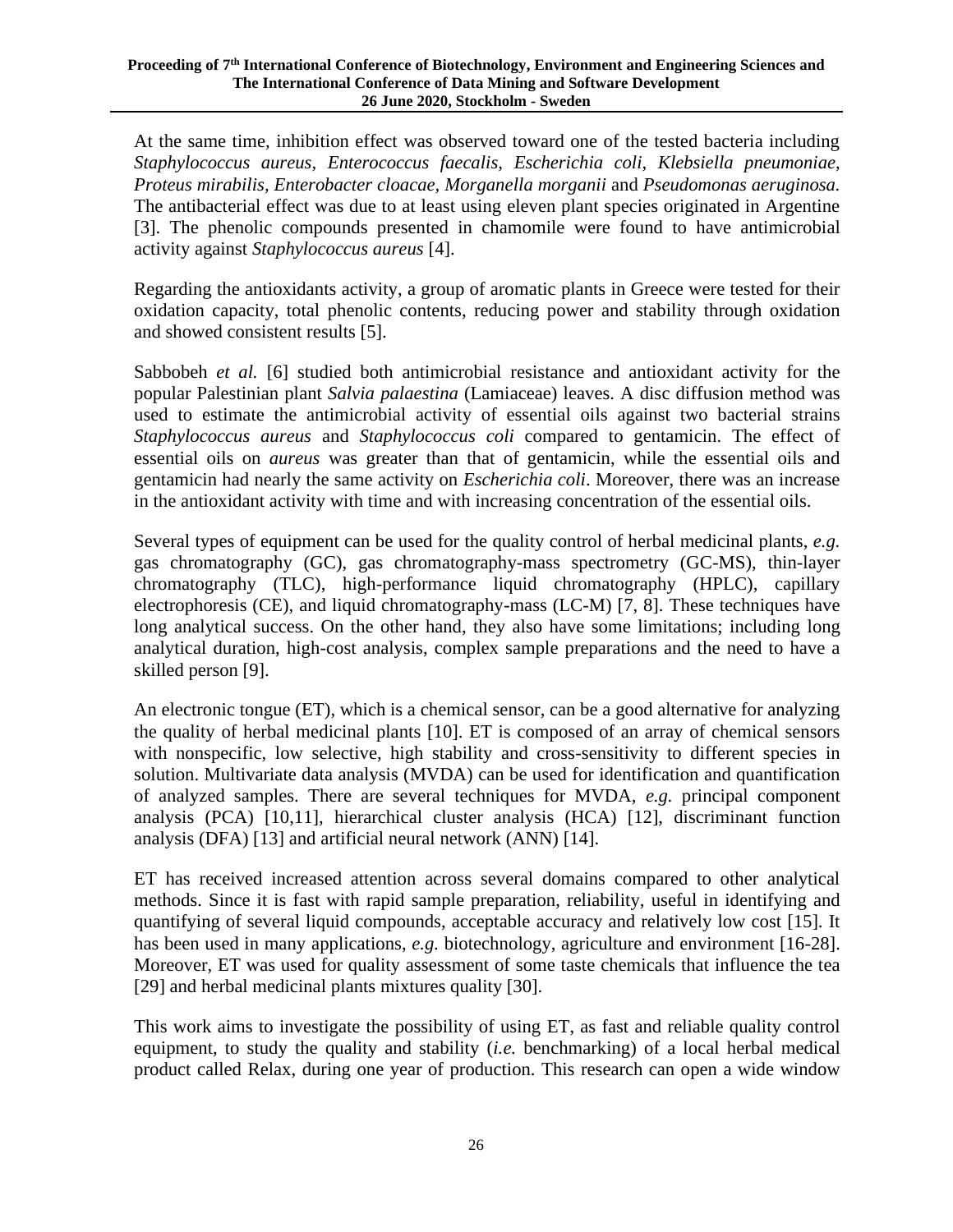At the same time, inhibition effect was observed toward one of the tested bacteria including *Staphylococcus aureus, Enterococcus faecalis, Escherichia coli, Klebsiella pneumoniae, Proteus mirabilis, Enterobacter cloacae, Morganella morganii* and *Pseudomonas aeruginosa.* The antibacterial effect was due to at least using eleven plant species originated in Argentine [3]. The phenolic compounds presented in chamomile were found to have antimicrobial activity against *Staphylococcus aureus* [4].

Regarding the antioxidants activity, a group of aromatic plants in Greece were tested for their oxidation capacity, total phenolic contents, reducing power and stability through oxidation and showed consistent results [5].

Sabbobeh *et al.* [6] studied both antimicrobial resistance and antioxidant activity for the popular Palestinian plant *Salvia palaestina* (Lamiaceae) leaves. A disc diffusion method was used to estimate the antimicrobial activity of essential oils against two bacterial strains *Staphylococcus aureus* and *Staphylococcus coli* compared to gentamicin. The effect of essential oils on *aureus* was greater than that of gentamicin, while the essential oils and gentamicin had nearly the same activity on *Escherichia coli*. Moreover, there was an increase in the antioxidant activity with time and with increasing concentration of the essential oils.

Several types of equipment can be used for the quality control of herbal medicinal plants, *e.g.* gas chromatography (GC), gas chromatography-mass spectrometry (GC-MS), thin-layer chromatography (TLC), high-performance liquid chromatography (HPLC), capillary electrophoresis (CE), and liquid chromatography-mass (LC-M) [7, 8]. These techniques have long analytical success. On the other hand, they also have some limitations; including long analytical duration, high-cost analysis, complex sample preparations and the need to have a skilled person [9].

An electronic tongue (ET), which is a chemical sensor, can be a good alternative for analyzing the quality of herbal medicinal plants [10]. ET is composed of an array of chemical sensors with nonspecific, low selective, high stability and cross-sensitivity to different species in solution. Multivariate data analysis (MVDA) can be used for identification and quantification of analyzed samples. There are several techniques for MVDA, *e.g.* principal component analysis (PCA) [10,11], hierarchical cluster analysis (HCA) [12], discriminant function analysis (DFA) [13] and artificial neural network (ANN) [14].

ET has received increased attention across several domains compared to other analytical methods. Since it is fast with rapid sample preparation, reliability, useful in identifying and quantifying of several liquid compounds, acceptable accuracy and relatively low cost [15]. It has been used in many applications, *e.g.* biotechnology, agriculture and environment [16-28]. Moreover, ET was used for quality assessment of some taste chemicals that influence the tea [29] and herbal medicinal plants mixtures quality [30].

This work aims to investigate the possibility of using ET, as fast and reliable quality control equipment, to study the quality and stability (*i.e.* benchmarking) of a local herbal medical product called Relax, during one year of production. This research can open a wide window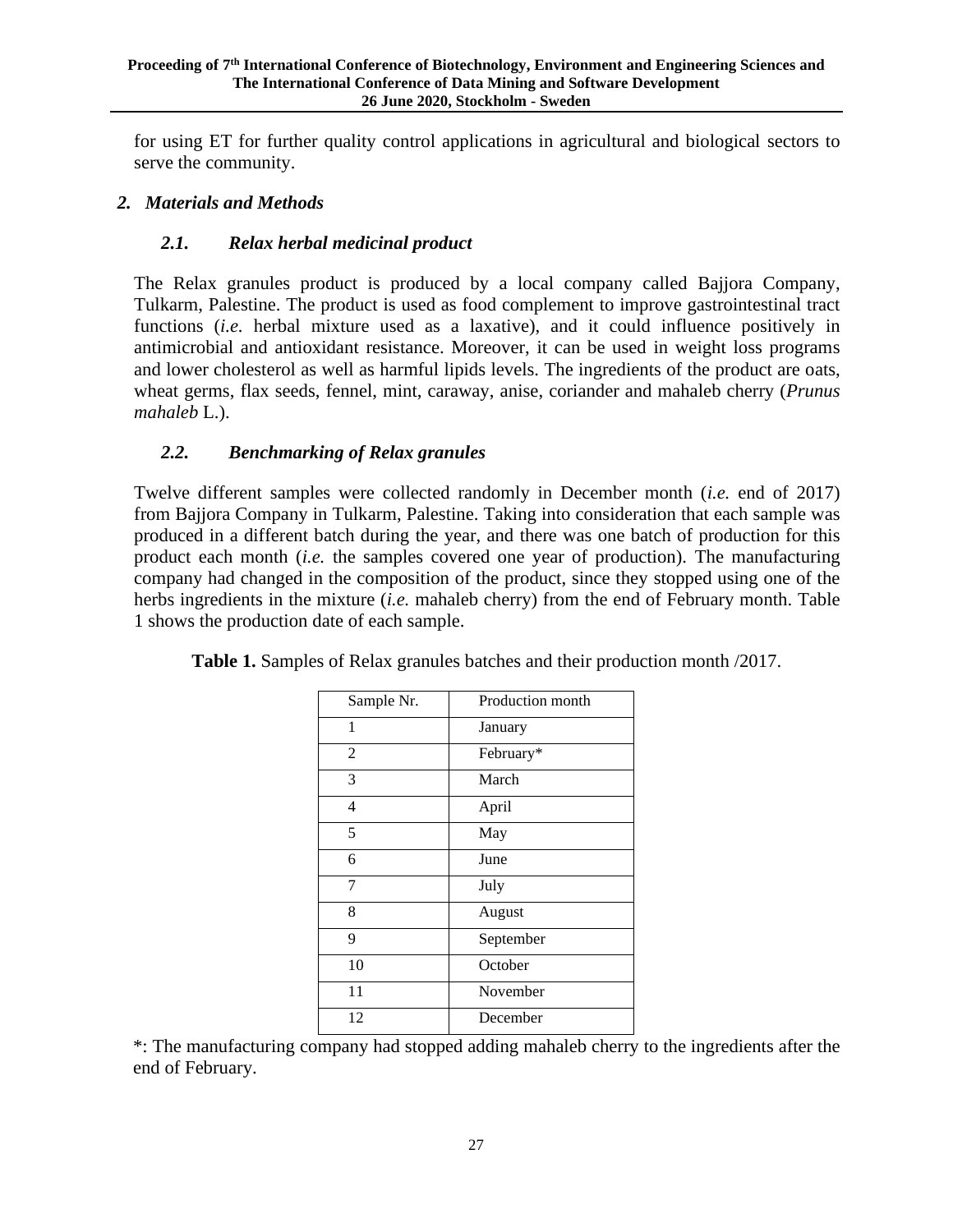for using ET for further quality control applications in agricultural and biological sectors to serve the community.

## *2. Materials and Methods*

### *2.1. Relax herbal medicinal product*

The Relax granules product is produced by a local company called Bajjora Company, Tulkarm, Palestine. The product is used as food complement to improve gastrointestinal tract functions (*i.e.* herbal mixture used as a laxative), and it could influence positively in antimicrobial and antioxidant resistance. Moreover, it can be used in weight loss programs and lower cholesterol as well as harmful lipids levels. The ingredients of the product are oats, wheat germs, flax seeds, fennel, mint, caraway, anise, coriander and mahaleb cherry (*Prunus mahaleb* L.).

### *2.2. Benchmarking of Relax granules*

Twelve different samples were collected randomly in December month (*i.e.* end of 2017) from Bajjora Company in Tulkarm, Palestine. Taking into consideration that each sample was produced in a different batch during the year, and there was one batch of production for this product each month (*i.e.* the samples covered one year of production). The manufacturing company had changed in the composition of the product, since they stopped using one of the herbs ingredients in the mixture (*i.e.* mahaleb cherry) from the end of February month. Table 1 shows the production date of each sample.

**Table 1.** Samples of Relax granules batches and their production month /2017.

| Sample Nr. | Production month |
|---|---|
| 1 | January |
| 2 | February* |
| 3 | March |
| 4 | April |
| 5 | May |
| 6 | June |
| 7 | July |
| 8 | August |
| 9 | September |
| 10 | October |
| 11 | November |
| 12 | December |

*: The manufacturing company had stopped adding mahaleb cherry to the ingredients after the end of February.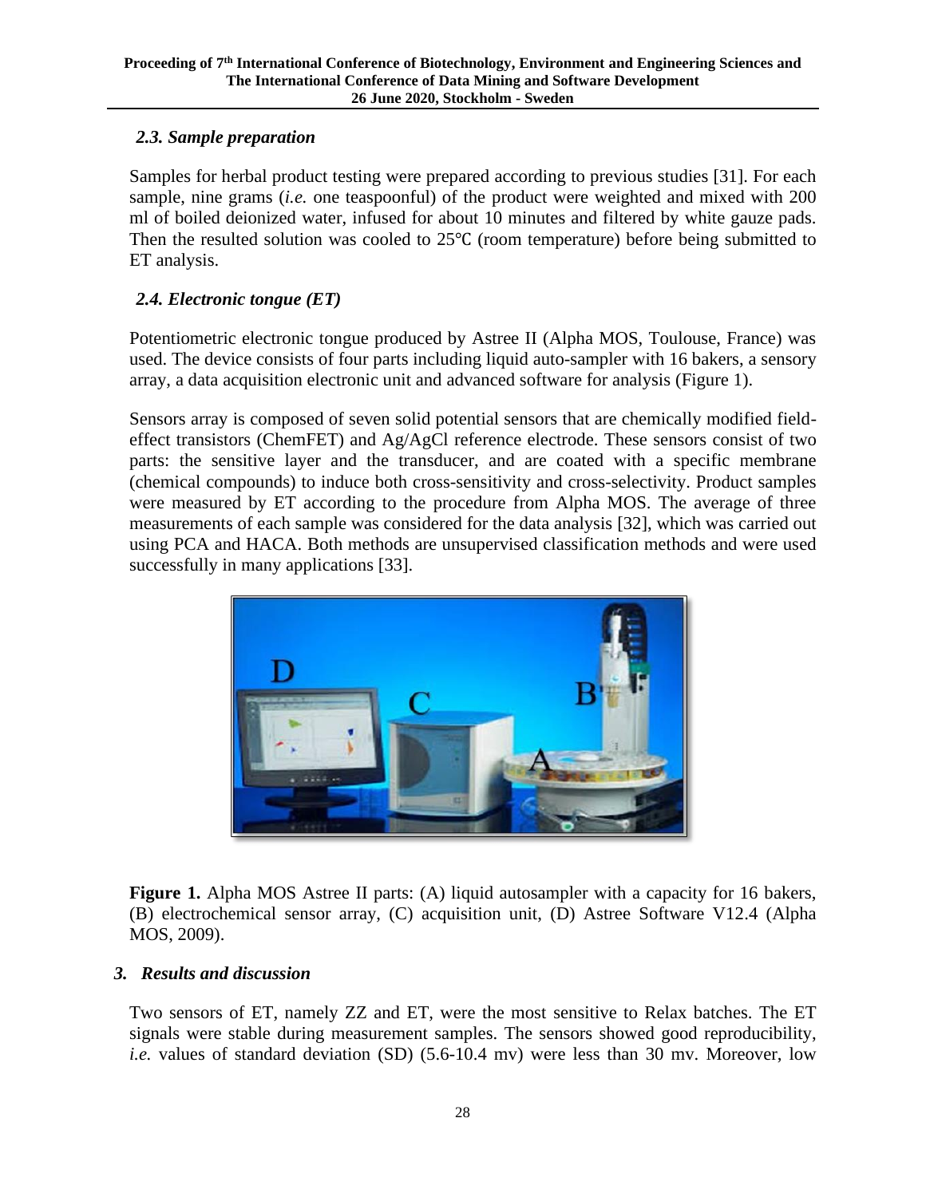### 2.3. Sample preparation

Samples for herbal product testing were prepared according to previous studies [31]. For each sample, nine grams (*i.e.* one teaspoonful) of the product were weighted and mixed with 200 ml of boiled deionized water, infused for about 10 minutes and filtered by white gauze pads. Then the resulted solution was cooled to 25℃ (room temperature) before being submitted to ET analysis.

### 2.4. Electronic tongue (ET)

Potentiometric electronic tongue produced by Astree II (Alpha MOS, Toulouse, France) was used. The device consists of four parts including liquid auto-sampler with 16 bakers, a sensory array, a data acquisition electronic unit and advanced software for analysis (Figure 1).

Sensors array is composed of seven solid potential sensors that are chemically modified field-effect transistors (ChemFET) and Ag/AgCl reference electrode. These sensors consist of two parts: the sensitive layer and the transducer, and are coated with a specific membrane (chemical compounds) to induce both cross-sensitivity and cross-selectivity. Product samples were measured by ET according to the procedure from Alpha MOS. The average of three measurements of each sample was considered for the data analysis [32], which was carried out using PCA and HACA. Both methods are unsupervised classification methods and were used successfully in many applications [33].

**Figure 1.** Alpha MOS Astree II parts: (A) liquid autosampler with a capacity for 16 bakers, (B) electrochemical sensor array, (C) acquisition unit, (D) Astree Software V12.4 (Alpha MOS, 2009).

## 3. Results and discussion

Two sensors of ET, namely ZZ and ET, were the most sensitive to Relax batches. The ET signals were stable during measurement samples. The sensors showed good reproducibility, *i.e.* values of standard deviation (SD) (5.6-10.4 mv) were less than 30 mv. Moreover, low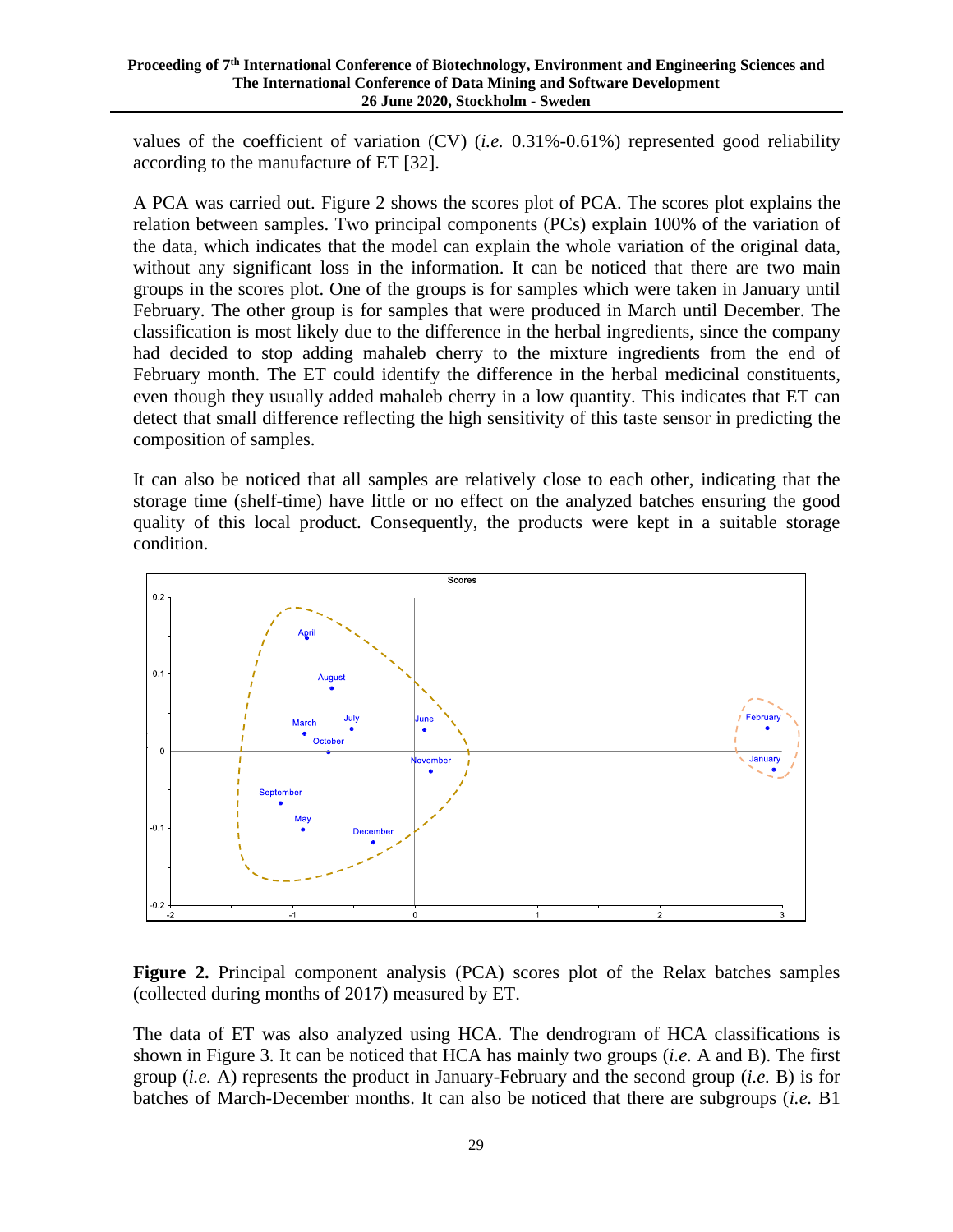values of the coefficient of variation (CV) (*i.e.* 0.31%-0.61%) represented good reliability according to the manufacture of ET [32].

A PCA was carried out. Figure 2 shows the scores plot of PCA. The scores plot explains the relation between samples. Two principal components (PCs) explain 100% of the variation of the data, which indicates that the model can explain the whole variation of the original data, without any significant loss in the information. It can be noticed that there are two main groups in the scores plot. One of the groups is for samples which were taken in January until February. The other group is for samples that were produced in March until December. The classification is most likely due to the difference in the herbal ingredients, since the company had decided to stop adding mahaleb cherry to the mixture ingredients from the end of February month. The ET could identify the difference in the herbal medicinal constituents, even though they usually added mahaleb cherry in a low quantity. This indicates that ET can detect that small difference reflecting the high sensitivity of this taste sensor in predicting the composition of samples.

It can also be noticed that all samples are relatively close to each other, indicating that the storage time (shelf-time) have little or no effect on the analyzed batches ensuring the good quality of this local product. Consequently, the products were kept in a suitable storage condition.

**Figure 2.** Principal component analysis (PCA) scores plot of the Relax batches samples (collected during months of 2017) measured by ET.

The data of ET was also analyzed using HCA. The dendrogram of HCA classifications is shown in Figure 3. It can be noticed that HCA has mainly two groups (*i.e.* A and B). The first group (*i.e.* A) represents the product in January-February and the second group (*i.e.* B) is for batches of March-December months. It can also be noticed that there are subgroups (*i.e.* B1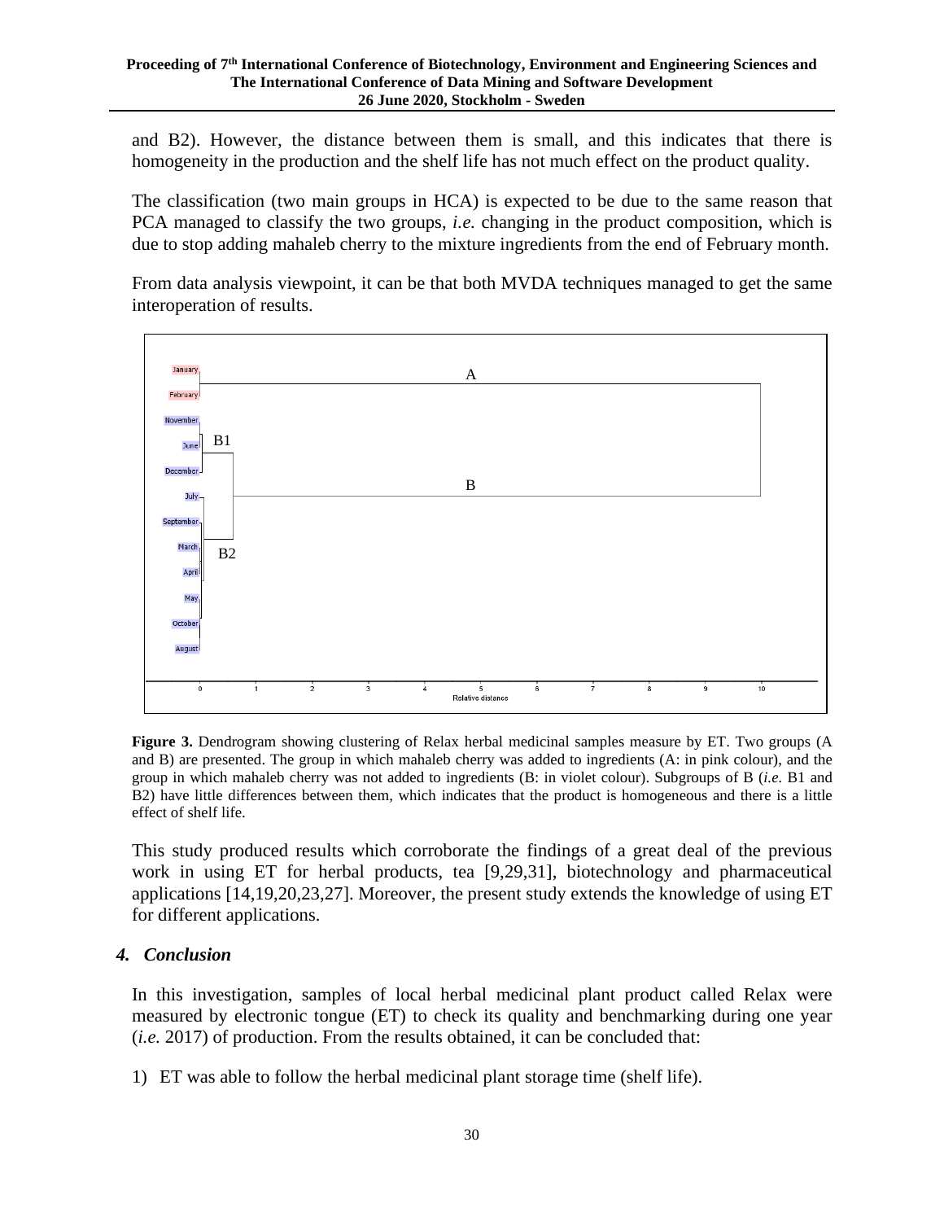and B2). However, the distance between them is small, and this indicates that there is homogeneity in the production and the shelf life has not much effect on the product quality.

The classification (two main groups in HCA) is expected to be due to the same reason that PCA managed to classify the two groups, *i.e.* changing in the product composition, which is due to stop adding mahaleb cherry to the mixture ingredients from the end of February month.

From data analysis viewpoint, it can be that both MVDA techniques managed to get the same interoperation of results.

**Figure 3.** Dendrogram showing clustering of Relax herbal medicinal samples measure by ET. Two groups (A and B) are presented. The group in which mahaleb cherry was added to ingredients (A: in pink colour), and the group in which mahaleb cherry was not added to ingredients (B: in violet colour). Subgroups of B (*i.e.* B1 and B2) have little differences between them, which indicates that the product is homogeneous and there is a little effect of shelf life.

This study produced results which corroborate the findings of a great deal of the previous work in using ET for herbal products, tea [9,29,31], biotechnology and pharmaceutical applications [14,19,20,23,27]. Moreover, the present study extends the knowledge of using ET for different applications.

## 4. Conclusion

In this investigation, samples of local herbal medicinal plant product called Relax were measured by electronic tongue (ET) to check its quality and benchmarking during one year (*i.e.* 2017) of production. From the results obtained, it can be concluded that:

1) ET was able to follow the herbal medicinal plant storage time (shelf life).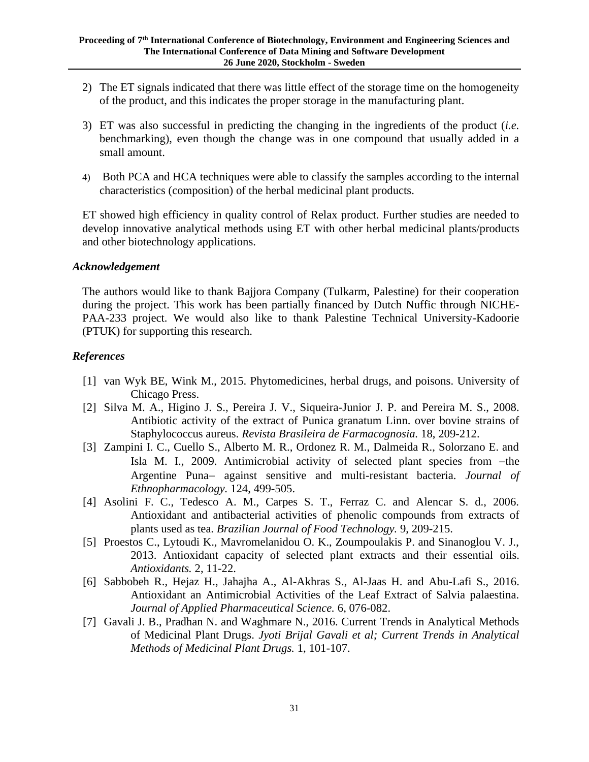2) The ET signals indicated that there was little effect of the storage time on the homogeneity of the product, and this indicates the proper storage in the manufacturing plant.

3) ET was also successful in predicting the changing in the ingredients of the product (*i.e.* benchmarking), even though the change was in one compound that usually added in a small amount.

4) Both PCA and HCA techniques were able to classify the samples according to the internal characteristics (composition) of the herbal medicinal plant products.

ET showed high efficiency in quality control of Relax product. Further studies are needed to develop innovative analytical methods using ET with other herbal medicinal plants/products and other biotechnology applications.

### *Acknowledgement*

The authors would like to thank Bajjora Company (Tulkarm, Palestine) for their cooperation during the project. This work has been partially financed by Dutch Nuffic through NICHE-PAA-233 project. We would also like to thank Palestine Technical University-Kadoorie (PTUK) for supporting this research.

### *References*

[1] van Wyk BE, Wink M., 2015. Phytomedicines, herbal drugs, and poisons. University of Chicago Press.

[2] Silva M. A., Higino J. S., Pereira J. V., Siqueira-Junior J. P. and Pereira M. S., 2008. Antibiotic activity of the extract of Punica granatum Linn. over bovine strains of Staphylococcus aureus. *Revista Brasileira de Farmacognosia.* 18, 209-212.

[3] Zampini I. C., Cuello S., Alberto M. R., Ordonez R. M., Dalmeida R., Solorzano E. and Isla M. I., 2009. Antimicrobial activity of selected plant species from −the Argentine Puna− against sensitive and multi-resistant bacteria. *Journal of Ethnopharmacology*. 124, 499-505.

[4] Asolini F. C., Tedesco A. M., Carpes S. T., Ferraz C. and Alencar S. d., 2006. Antioxidant and antibacterial activities of phenolic compounds from extracts of plants used as tea. *Brazilian Journal of Food Technology.* 9, 209-215.

[5] Proestos C., Lytoudi K., Mavromelanidou O. K., Zoumpoulakis P. and Sinanoglou V. J., 2013. Antioxidant capacity of selected plant extracts and their essential oils. *Antioxidants.* 2, 11-22.

[6] Sabbobeh R., Hejaz H., Jahajha A., Al-Akhras S., Al-Jaas H. and Abu-Lafi S., 2016. Antioxidant an Antimicrobial Activities of the Leaf Extract of Salvia palaestina. *Journal of Applied Pharmaceutical Science.* 6, 076-082.

[7] Gavali J. B., Pradhan N. and Waghmare N., 2016. Current Trends in Analytical Methods of Medicinal Plant Drugs. *Jyoti Brijal Gavali et al; Current Trends in Analytical Methods of Medicinal Plant Drugs.* 1, 101-107.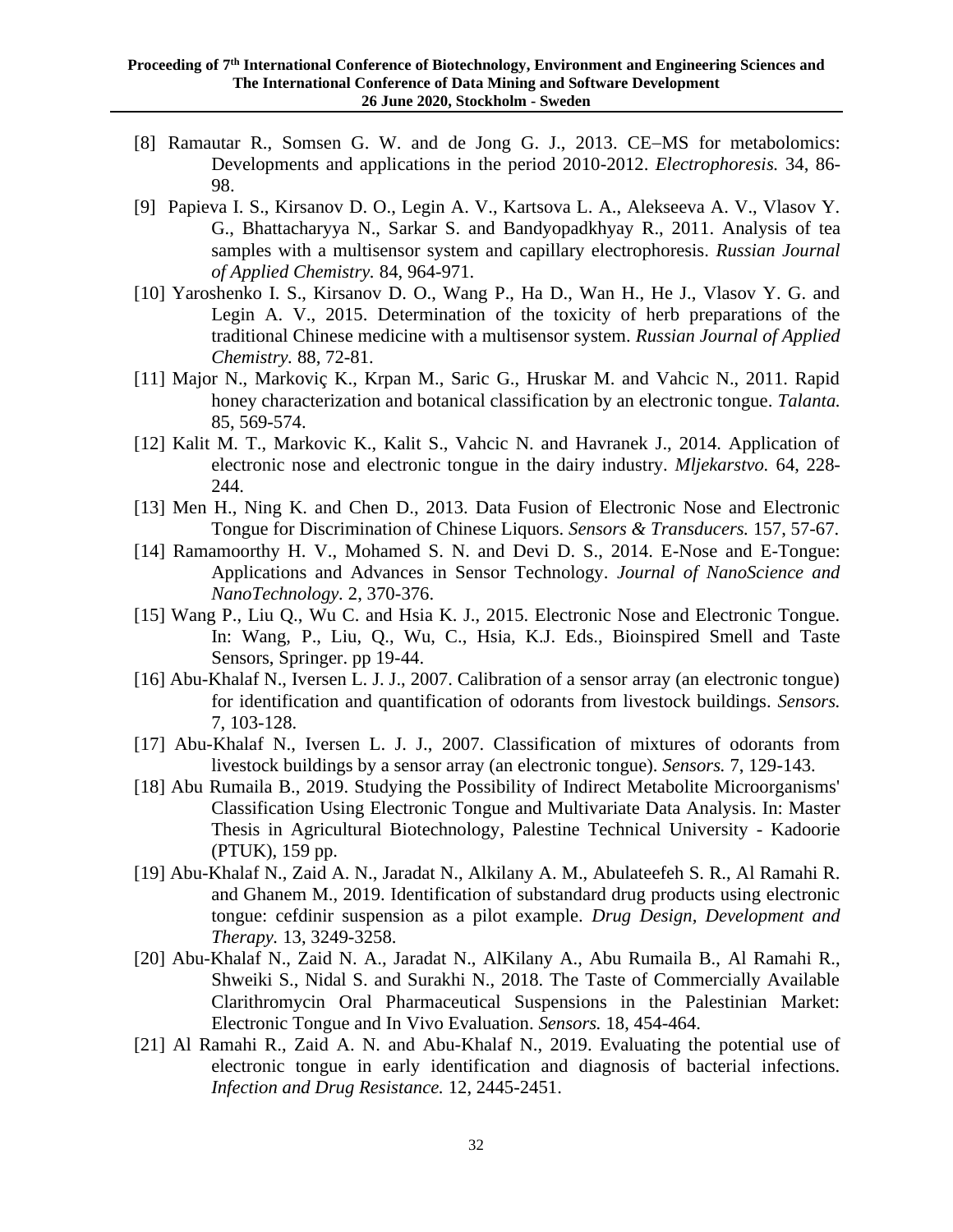[8] Ramautar R., Somsen G. W. and de Jong G. J., 2013. CE–MS for metabolomics: Developments and applications in the period 2010-2012. *Electrophoresis.* 34, 86-98.

[9] Papieva I. S., Kirsanov D. O., Legin A. V., Kartsova L. A., Alekseeva A. V., Vlasov Y. G., Bhattacharyya N., Sarkar S. and Bandyopadkhyay R., 2011. Analysis of tea samples with a multisensor system and capillary electrophoresis. *Russian Journal of Applied Chemistry.* 84, 964-971.

[10] Yaroshenko I. S., Kirsanov D. O., Wang P., Ha D., Wan H., He J., Vlasov Y. G. and Legin A. V., 2015. Determination of the toxicity of herb preparations of the traditional Chinese medicine with a multisensor system. *Russian Journal of Applied Chemistry.* 88, 72-81.

[11] Major N., Markoviç K., Krpan M., Saric G., Hruskar M. and Vahcic N., 2011. Rapid honey characterization and botanical classification by an electronic tongue. *Talanta.* 85, 569-574.

[12] Kalit M. T., Markovic K., Kalit S., Vahcic N. and Havranek J., 2014. Application of electronic nose and electronic tongue in the dairy industry. *Mljekarstvo.* 64, 228-244.

[13] Men H., Ning K. and Chen D., 2013. Data Fusion of Electronic Nose and Electronic Tongue for Discrimination of Chinese Liquors. *Sensors & Transducers.* 157, 57-67.

[14] Ramamoorthy H. V., Mohamed S. N. and Devi D. S., 2014. E-Nose and E-Tongue: Applications and Advances in Sensor Technology. *Journal of NanoScience and NanoTechnology.* 2, 370-376.

[15] Wang P., Liu Q., Wu C. and Hsia K. J., 2015. Electronic Nose and Electronic Tongue. In: Wang, P., Liu, Q., Wu, C., Hsia, K.J. Eds., Bioinspired Smell and Taste Sensors, Springer. pp 19-44.

[16] Abu-Khalaf N., Iversen L. J. J., 2007. Calibration of a sensor array (an electronic tongue) for identification and quantification of odorants from livestock buildings. *Sensors.* 7, 103-128.

[17] Abu-Khalaf N., Iversen L. J. J., 2007. Classification of mixtures of odorants from livestock buildings by a sensor array (an electronic tongue). *Sensors.* 7, 129-143.

[18] Abu Rumaila B., 2019. Studying the Possibility of Indirect Metabolite Microorganisms' Classification Using Electronic Tongue and Multivariate Data Analysis. In: Master Thesis in Agricultural Biotechnology, Palestine Technical University - Kadoorie (PTUK), 159 pp.

[19] Abu-Khalaf N., Zaid A. N., Jaradat N., Alkilany A. M., Abulateefeh S. R., Al Ramahi R. and Ghanem M., 2019. Identification of substandard drug products using electronic tongue: cefdinir suspension as a pilot example. *Drug Design, Development and Therapy.* 13, 3249-3258.

[20] Abu-Khalaf N., Zaid N. A., Jaradat N., AlKilany A., Abu Rumaila B., Al Ramahi R., Shweiki S., Nidal S. and Surakhi N., 2018. The Taste of Commercially Available Clarithromycin Oral Pharmaceutical Suspensions in the Palestinian Market: Electronic Tongue and In Vivo Evaluation. *Sensors.* 18, 454-464.

[21] Al Ramahi R., Zaid A. N. and Abu-Khalaf N., 2019. Evaluating the potential use of electronic tongue in early identification and diagnosis of bacterial infections. *Infection and Drug Resistance.* 12, 2445-2451.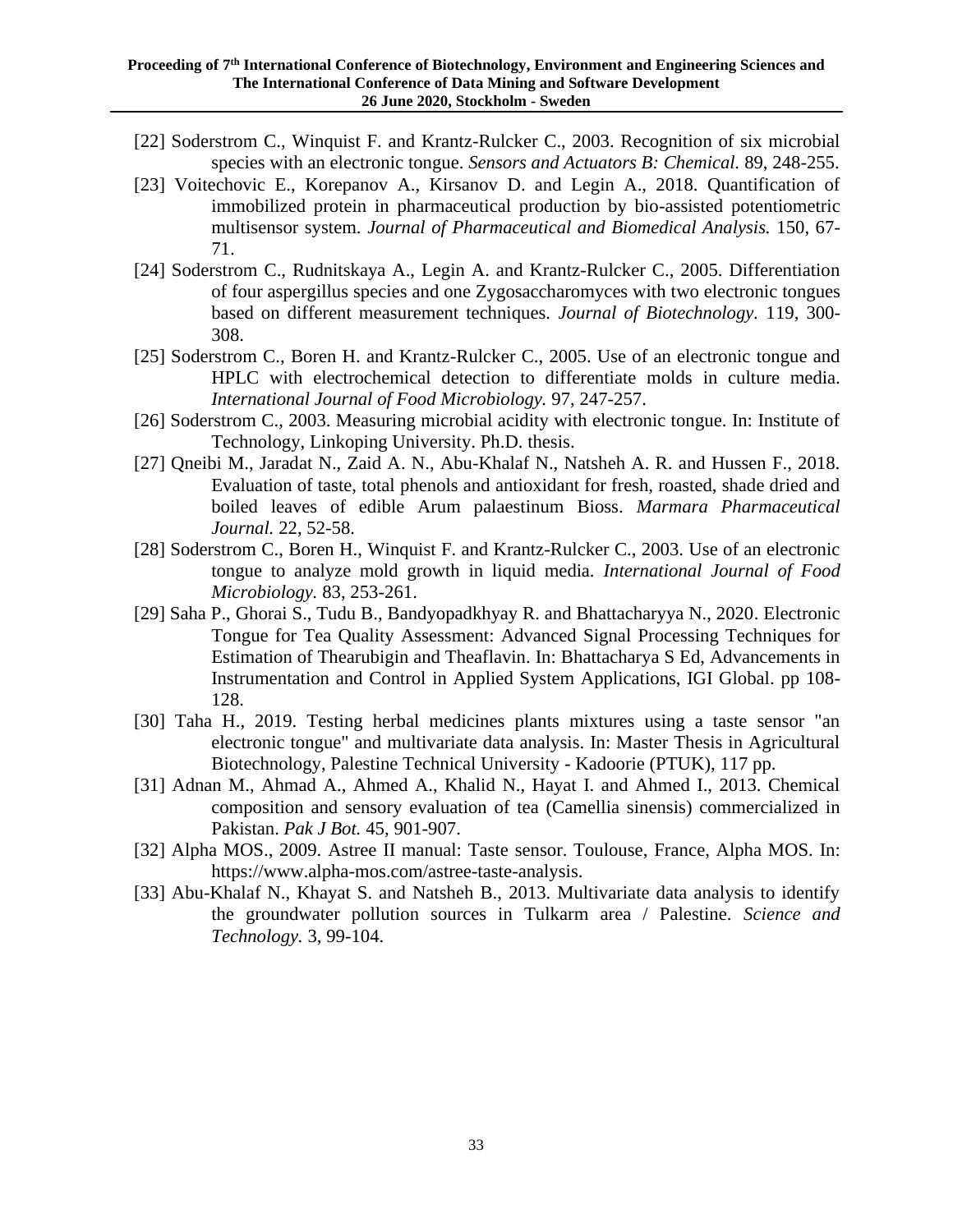[22] Soderstrom C., Winquist F. and Krantz-Rulcker C., 2003. Recognition of six microbial species with an electronic tongue. *Sensors and Actuators B: Chemical.* 89, 248-255.

[23] Voitechovic E., Korepanov A., Kirsanov D. and Legin A., 2018. Quantification of immobilized protein in pharmaceutical production by bio-assisted potentiometric multisensor system. *Journal of Pharmaceutical and Biomedical Analysis.* 150, 67-71.

[24] Soderstrom C., Rudnitskaya A., Legin A. and Krantz-Rulcker C., 2005. Differentiation of four aspergillus species and one Zygosaccharomyces with two electronic tongues based on different measurement techniques. *Journal of Biotechnology.* 119, 300-308.

[25] Soderstrom C., Boren H. and Krantz-Rulcker C., 2005. Use of an electronic tongue and HPLC with electrochemical detection to differentiate molds in culture media. *International Journal of Food Microbiology.* 97, 247-257.

[26] Soderstrom C., 2003. Measuring microbial acidity with electronic tongue. In: Institute of Technology, Linkoping University. Ph.D. thesis.

[27] Qneibi M., Jaradat N., Zaid A. N., Abu-Khalaf N., Natsheh A. R. and Hussen F., 2018. Evaluation of taste, total phenols and antioxidant for fresh, roasted, shade dried and boiled leaves of edible Arum palaestinum Bioss. *Marmara Pharmaceutical Journal.* 22, 52-58.

[28] Soderstrom C., Boren H., Winquist F. and Krantz-Rulcker C., 2003. Use of an electronic tongue to analyze mold growth in liquid media. *International Journal of Food Microbiology.* 83, 253-261.

[29] Saha P., Ghorai S., Tudu B., Bandyopadkhyay R. and Bhattacharyya N., 2020. Electronic Tongue for Tea Quality Assessment: Advanced Signal Processing Techniques for Estimation of Thearubigin and Theaflavin. In: Bhattacharya S Ed, Advancements in Instrumentation and Control in Applied System Applications, IGI Global. pp 108-128.

[30] Taha H., 2019. Testing herbal medicines plants mixtures using a taste sensor "an electronic tongue" and multivariate data analysis. In: Master Thesis in Agricultural Biotechnology, Palestine Technical University - Kadoorie (PTUK), 117 pp.

[31] Adnan M., Ahmad A., Ahmed A., Khalid N., Hayat I. and Ahmed I., 2013. Chemical composition and sensory evaluation of tea (Camellia sinensis) commercialized in Pakistan. *Pak J Bot.* 45, 901-907.

[32] Alpha MOS., 2009. Astree II manual: Taste sensor. Toulouse, France, Alpha MOS. In: https://www.alpha-mos.com/astree-taste-analysis.

[33] Abu-Khalaf N., Khayat S. and Natsheh B., 2013. Multivariate data analysis to identify the groundwater pollution sources in Tulkarm area / Palestine. *Science and Technology.* 3, 99-104.